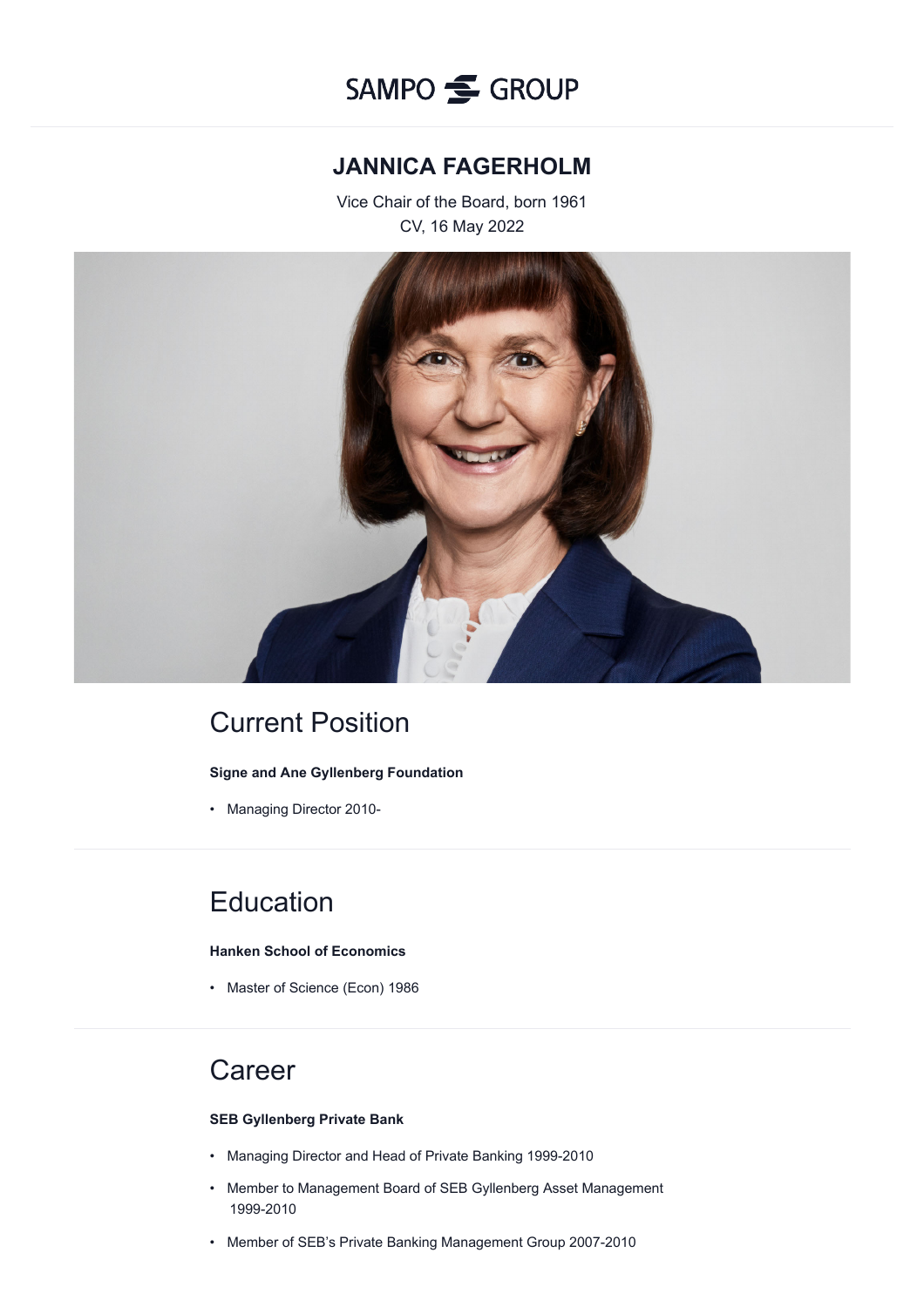SAMPO GROUP

# JANNICA FAGERHOLM

Vice Chair of the Board, born 1961
CV, 16 May 2022

## Current Position

**Signe and Ane Gyllenberg Foundation**

- Managing Director 2010-

## Education

**Hanken School of Economics**

- Master of Science (Econ) 1986

## Career

**SEB Gyllenberg Private Bank**

- Managing Director and Head of Private Banking 1999-2010
- Member to Management Board of SEB Gyllenberg Asset Management 1999-2010
- Member of SEB's Private Banking Management Group 2007-2010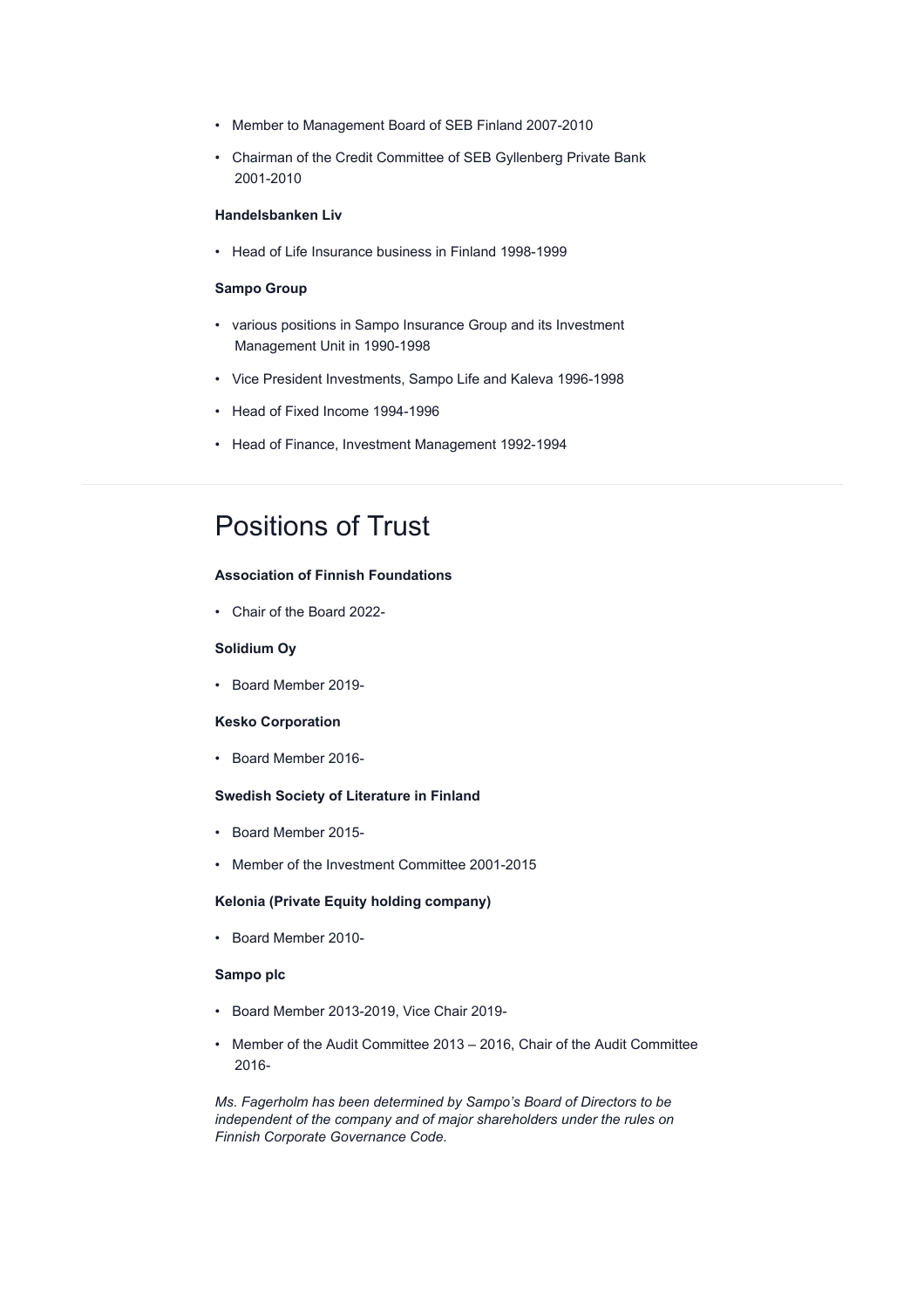- Member to Management Board of SEB Finland 2007-2010
- Chairman of the Credit Committee of SEB Gyllenberg Private Bank 2001-2010

**Handelsbanken Liv**

- Head of Life Insurance business in Finland 1998-1999

**Sampo Group**

- various positions in Sampo Insurance Group and its Investment Management Unit in 1990-1998
- Vice President Investments, Sampo Life and Kaleva 1996-1998
- Head of Fixed Income 1994-1996
- Head of Finance, Investment Management 1992-1994

# Positions of Trust

**Association of Finnish Foundations**

- Chair of the Board 2022-

**Solidium Oy**

- Board Member 2019-

**Kesko Corporation**

- Board Member 2016-

**Swedish Society of Literature in Finland**

- Board Member 2015-
- Member of the Investment Committee 2001-2015

**Kelonia (Private Equity holding company)**

- Board Member 2010-

**Sampo plc**

- Board Member 2013-2019, Vice Chair 2019-
- Member of the Audit Committee 2013 – 2016, Chair of the Audit Committee 2016-

*Ms. Fagerholm has been determined by Sampo's Board of Directors to be independent of the company and of major shareholders under the rules on Finnish Corporate Governance Code.*